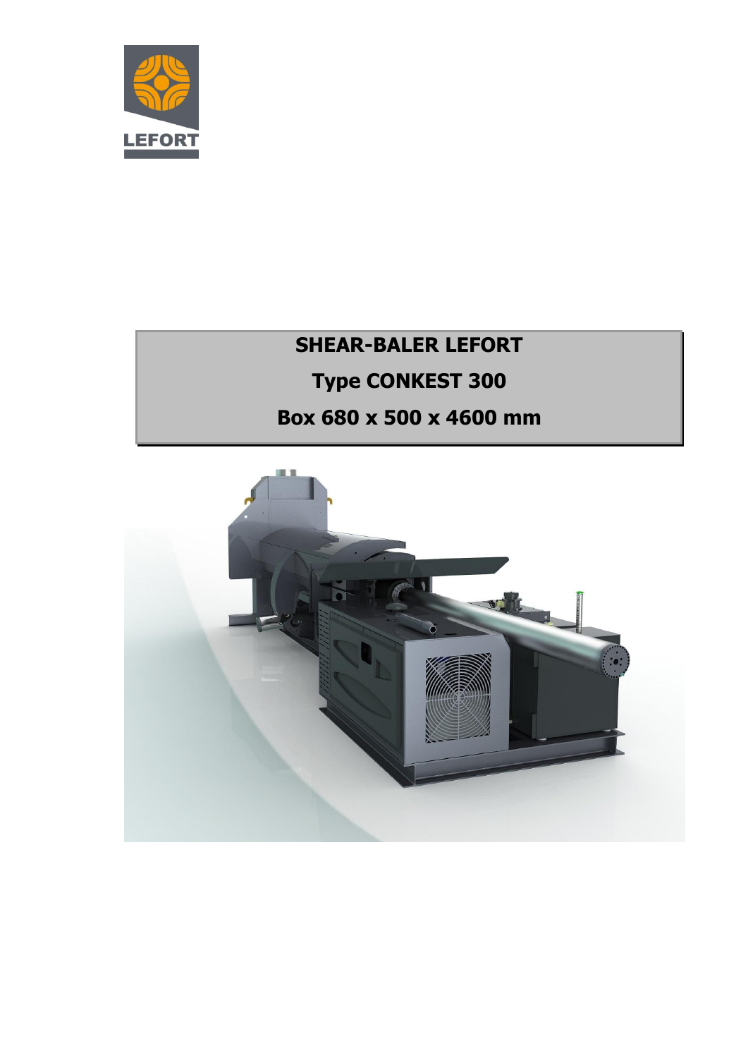LEFORT

# SHEAR-BALER LEFORT

## Type CONKEST 300

## Box 680 x 500 x 4600 mm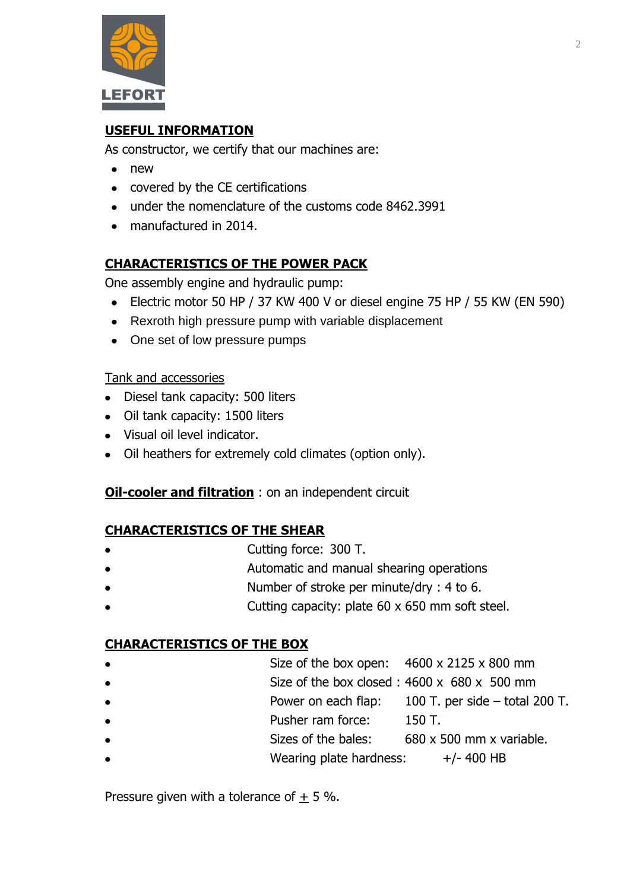LEFORT

## USEFUL INFORMATION

As constructor, we certify that our machines are:

- new
- covered by the CE certifications
- under the nomenclature of the customs code 8462.3991
- manufactured in 2014.

## CHARACTERISTICS OF THE POWER PACK

One assembly engine and hydraulic pump:

- Electric motor 50 HP / 37 KW 400 V or diesel engine 75 HP / 55 KW (EN 590)
- Rexroth high pressure pump with variable displacement
- One set of low pressure pumps

Tank and accessories

- Diesel tank capacity: 500 liters
- Oil tank capacity: 1500 liters
- Visual oil level indicator.
- Oil heathers for extremely cold climates (option only).

**Oil-cooler and filtration** : on an independent circuit

## CHARACTERISTICS OF THE SHEAR

- Cutting force: 300 T.
- Automatic and manual shearing operations
- Number of stroke per minute/dry : 4 to 6.
- Cutting capacity: plate 60 x 650 mm soft steel.

## CHARACTERISTICS OF THE BOX

- Size of the box open: 4600 x 2125 x 800 mm
- Size of the box closed : 4600 x 680 x 500 mm
- Power on each flap: 100 T. per side – total 200 T.
- Pusher ram force: 150 T.
- Sizes of the bales: 680 x 500 mm x variable.
- Wearing plate hardness: +/- 400 HB

Pressure given with a tolerance of ± 5 %.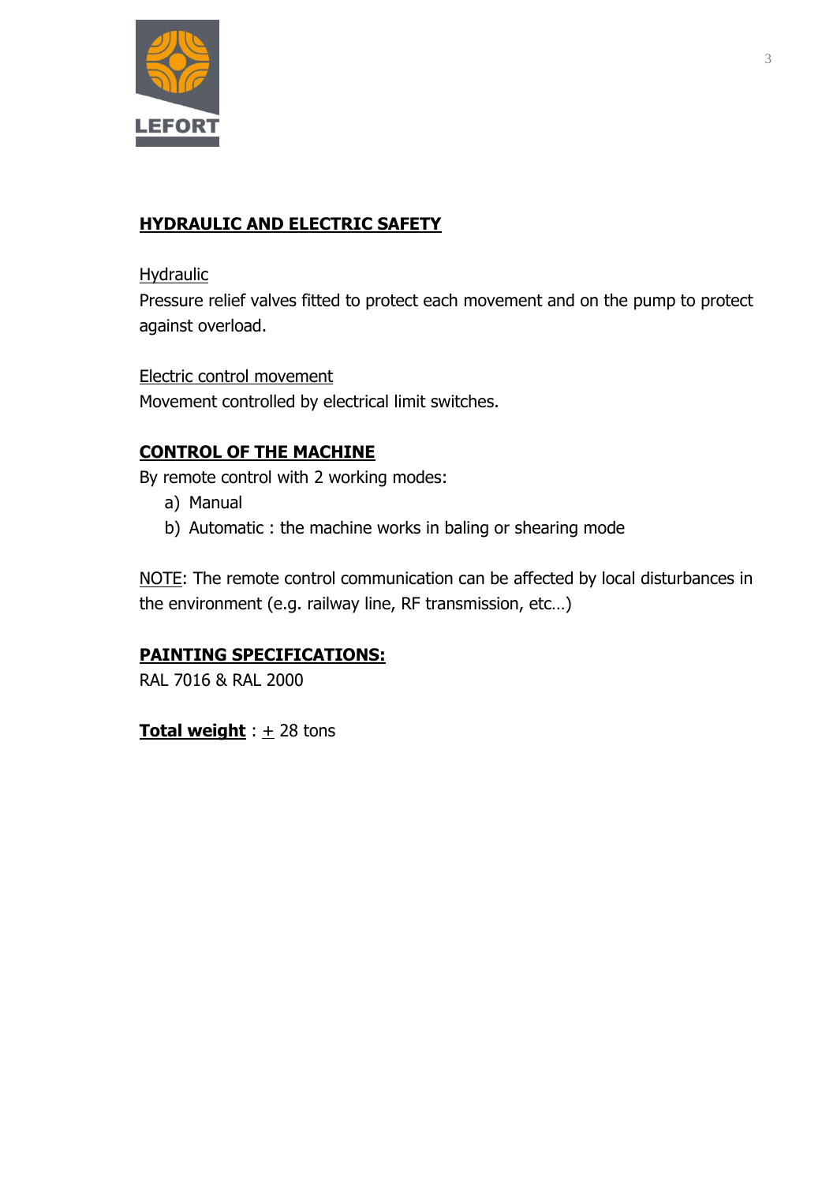## HYDRAULIC AND ELECTRIC SAFETY

Hydraulic

Pressure relief valves fitted to protect each movement and on the pump to protect against overload.

Electric control movement

Movement controlled by electrical limit switches.

## CONTROL OF THE MACHINE

By remote control with 2 working modes:

a) Manual
b) Automatic : the machine works in baling or shearing mode

NOTE: The remote control communication can be affected by local disturbances in the environment (e.g. railway line, RF transmission, etc…)

## PAINTING SPECIFICATIONS:

RAL 7016 & RAL 2000

**Total weight** : ± 28 tons